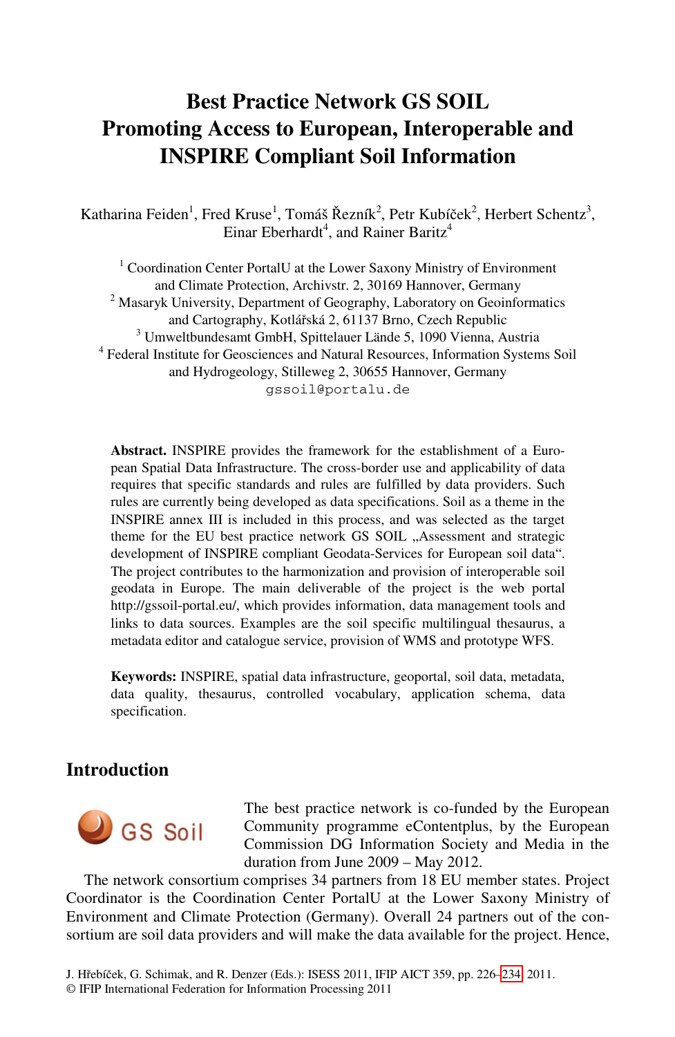# Best Practice Network GS SOIL Promoting Access to European, Interoperable and INSPIRE Compliant Soil Information

Katharina Feiden[1], Fred Kruse[1], Tomáš Řezník[2], Petr Kubíček[2], Herbert Schentz[3], Einar Eberhardt[4], and Rainer Baritz[4]

[1] Coordination Center PortalU at the Lower Saxony Ministry of Environment and Climate Protection, Archivstr. 2, 30169 Hannover, Germany
[2] Masaryk University, Department of Geography, Laboratory on Geoinformatics and Cartography, Kotlářská 2, 61137 Brno, Czech Republic
[3] Umweltbundesamt GmbH, Spittelauer Lände 5, 1090 Vienna, Austria
[4] Federal Institute for Geosciences and Natural Resources, Information Systems Soil and Hydrogeology, Stilleweg 2, 30655 Hannover, Germany
gssoil@portalu.de

**Abstract.** INSPIRE provides the framework for the establishment of a European Spatial Data Infrastructure. The cross-border use and applicability of data requires that specific standards and rules are fulfilled by data providers. Such rules are currently being developed as data specifications. Soil as a theme in the INSPIRE annex III is included in this process, and was selected as the target theme for the EU best practice network GS SOIL „Assessment and strategic development of INSPIRE compliant Geodata-Services for European soil data". The project contributes to the harmonization and provision of interoperable soil geodata in Europe. The main deliverable of the project is the web portal http://gssoil-portal.eu/, which provides information, data management tools and links to data sources. Examples are the soil specific multilingual thesaurus, a metadata editor and catalogue service, provision of WMS and prototype WFS.

**Keywords:** INSPIRE, spatial data infrastructure, geoportal, soil data, metadata, data quality, thesaurus, controlled vocabulary, application schema, data specification.

## Introduction

GS Soil

The best practice network is co-funded by the European Community programme eContentplus, by the European Commission DG Information Society and Media in the duration from June 2009 – May 2012.

The network consortium comprises 34 partners from 18 EU member states. Project Coordinator is the Coordination Center PortalU at the Lower Saxony Ministry of Environment and Climate Protection (Germany). Overall 24 partners out of the consortium are soil data providers and will make the data available for the project. Hence,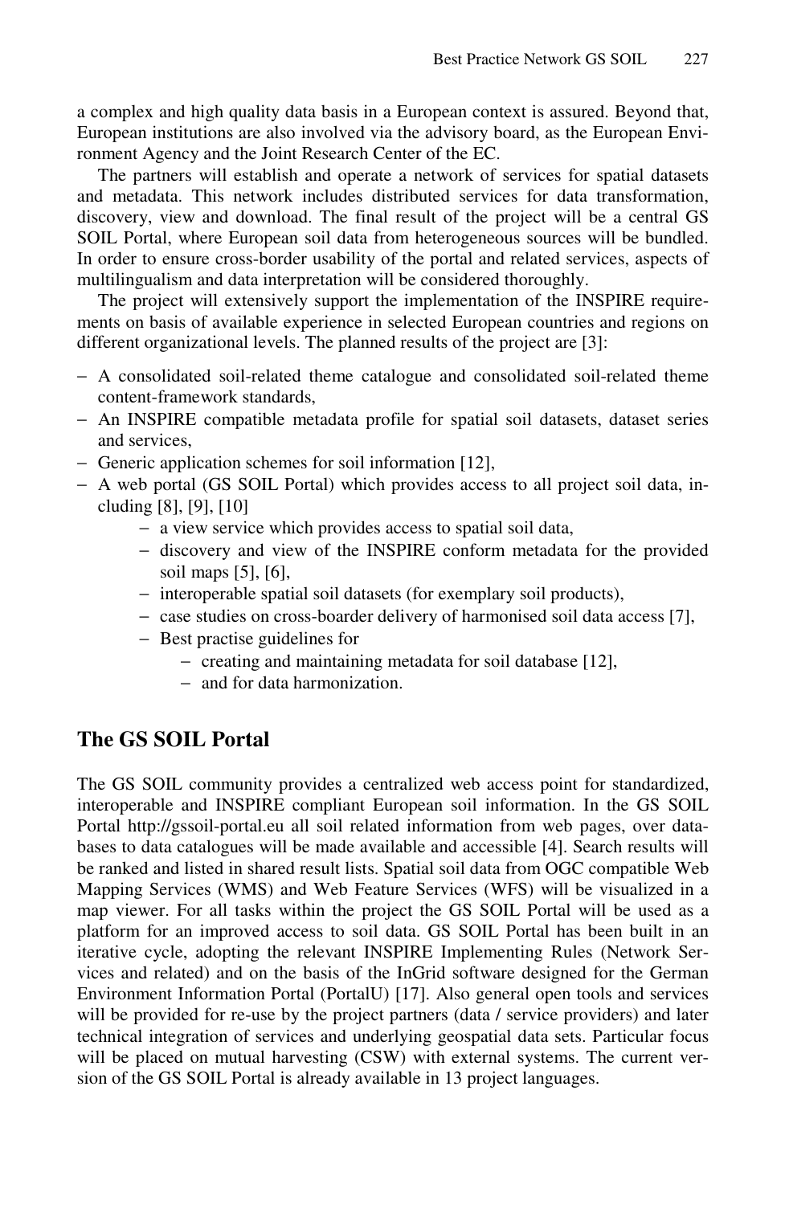a complex and high quality data basis in a European context is assured. Beyond that, European institutions are also involved via the advisory board, as the European Environment Agency and the Joint Research Center of the EC.

The partners will establish and operate a network of services for spatial datasets and metadata. This network includes distributed services for data transformation, discovery, view and download. The final result of the project will be a central GS SOIL Portal, where European soil data from heterogeneous sources will be bundled. In order to ensure cross-border usability of the portal and related services, aspects of multilingualism and data interpretation will be considered thoroughly.

The project will extensively support the implementation of the INSPIRE requirements on basis of available experience in selected European countries and regions on different organizational levels. The planned results of the project are [3]:

- A consolidated soil-related theme catalogue and consolidated soil-related theme content-framework standards,
- An INSPIRE compatible metadata profile for spatial soil datasets, dataset series and services,
- Generic application schemes for soil information [12],
- A web portal (GS SOIL Portal) which provides access to all project soil data, including [8], [9], [10]
  - a view service which provides access to spatial soil data,
  - discovery and view of the INSPIRE conform metadata for the provided soil maps [5], [6],
  - interoperable spatial soil datasets (for exemplary soil products),
  - case studies on cross-boarder delivery of harmonised soil data access [7],
  - Best practise guidelines for
    - creating and maintaining metadata for soil database [12],
    - and for data harmonization.

## The GS SOIL Portal

The GS SOIL community provides a centralized web access point for standardized, interoperable and INSPIRE compliant European soil information. In the GS SOIL Portal http://gssoil-portal.eu all soil related information from web pages, over databases to data catalogues will be made available and accessible [4]. Search results will be ranked and listed in shared result lists. Spatial soil data from OGC compatible Web Mapping Services (WMS) and Web Feature Services (WFS) will be visualized in a map viewer. For all tasks within the project the GS SOIL Portal will be used as a platform for an improved access to soil data. GS SOIL Portal has been built in an iterative cycle, adopting the relevant INSPIRE Implementing Rules (Network Services and related) and on the basis of the InGrid software designed for the German Environment Information Portal (PortalU) [17]. Also general open tools and services will be provided for re-use by the project partners (data / service providers) and later technical integration of services and underlying geospatial data sets. Particular focus will be placed on mutual harvesting (CSW) with external systems. The current version of the GS SOIL Portal is already available in 13 project languages.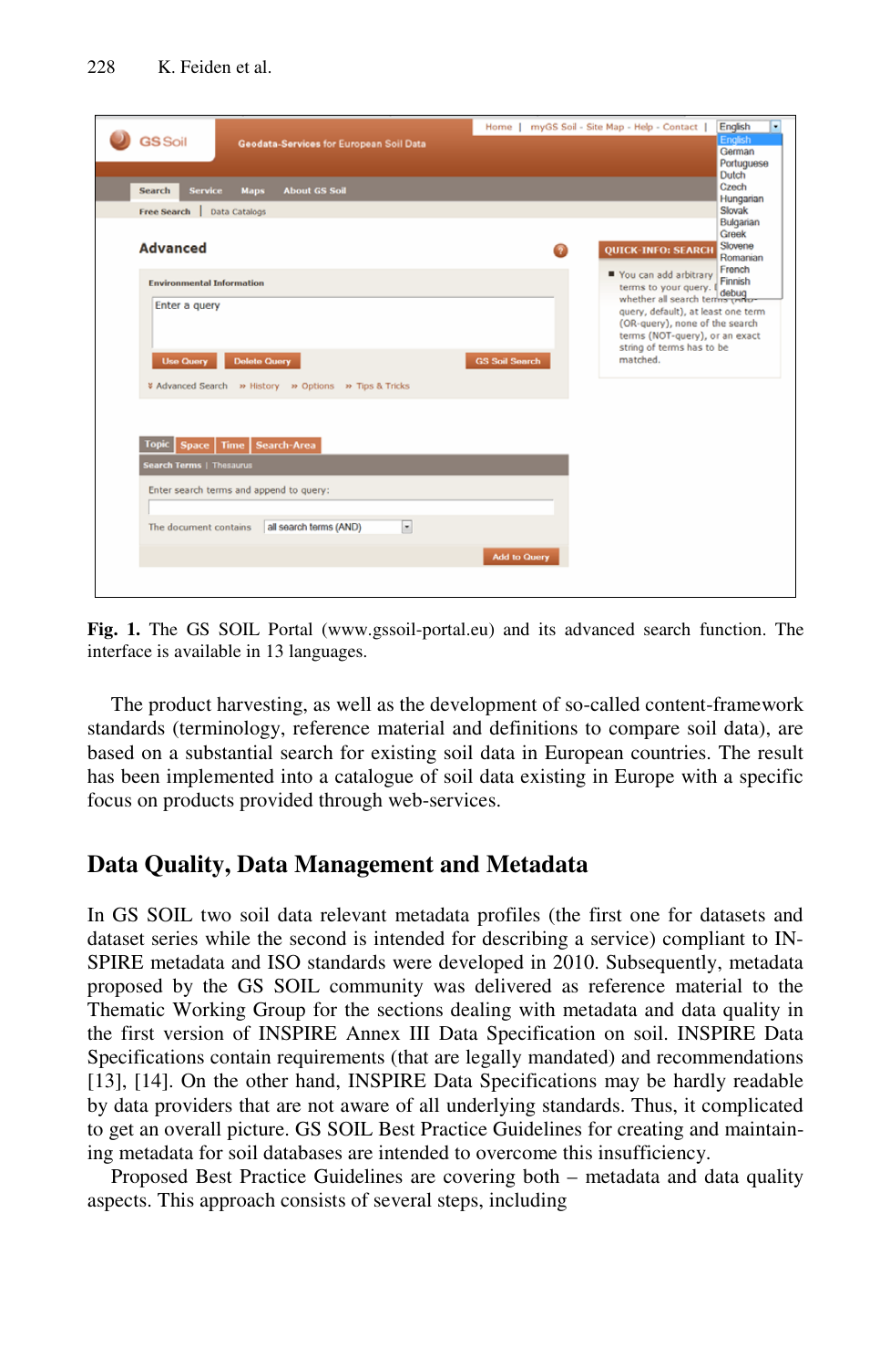**Fig. 1.** The GS SOIL Portal (www.gssoil-portal.eu) and its advanced search function. The interface is available in 13 languages.

The product harvesting, as well as the development of so-called content-framework standards (terminology, reference material and definitions to compare soil data), are based on a substantial search for existing soil data in European countries. The result has been implemented into a catalogue of soil data existing in Europe with a specific focus on products provided through web-services.

## Data Quality, Data Management and Metadata

In GS SOIL two soil data relevant metadata profiles (the first one for datasets and dataset series while the second is intended for describing a service) compliant to INSPIRE metadata and ISO standards were developed in 2010. Subsequently, metadata proposed by the GS SOIL community was delivered as reference material to the Thematic Working Group for the sections dealing with metadata and data quality in the first version of INSPIRE Annex III Data Specification on soil. INSPIRE Data Specifications contain requirements (that are legally mandated) and recommendations [13], [14]. On the other hand, INSPIRE Data Specifications may be hardly readable by data providers that are not aware of all underlying standards. Thus, it complicated to get an overall picture. GS SOIL Best Practice Guidelines for creating and maintaining metadata for soil databases are intended to overcome this insufficiency.

Proposed Best Practice Guidelines are covering both – metadata and data quality aspects. This approach consists of several steps, including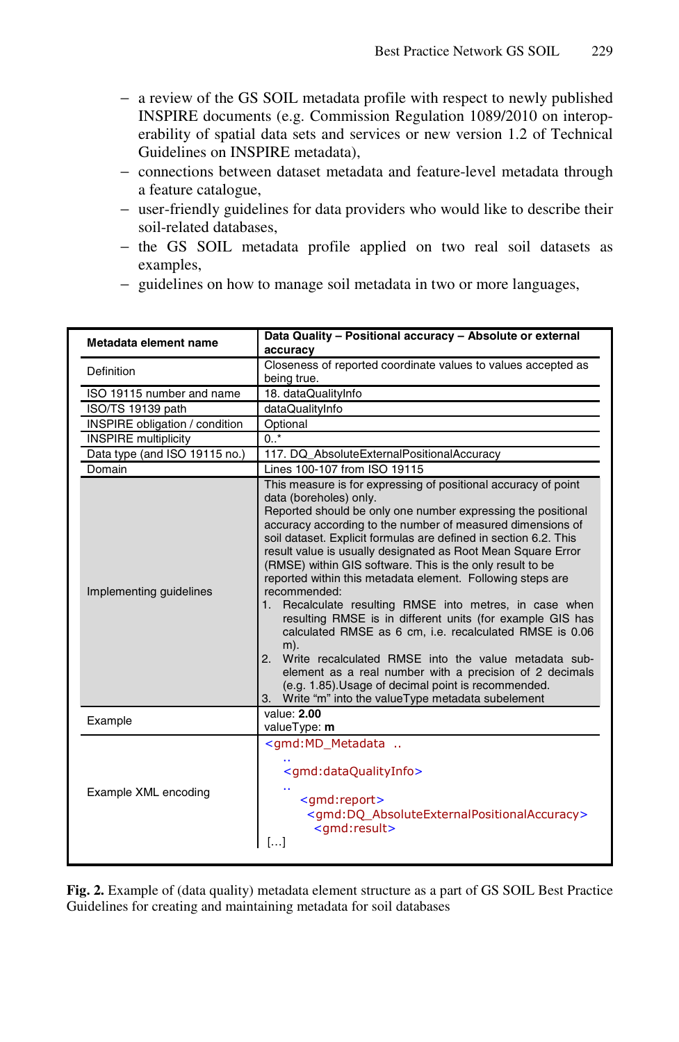– a review of the GS SOIL metadata profile with respect to newly published INSPIRE documents (e.g. Commission Regulation 1089/2010 on interoperability of spatial data sets and services or new version 1.2 of Technical Guidelines on INSPIRE metadata),
– connections between dataset metadata and feature-level metadata through a feature catalogue,
– user-friendly guidelines for data providers who would like to describe their soil-related databases,
– the GS SOIL metadata profile applied on two real soil datasets as examples,
– guidelines on how to manage soil metadata in two or more languages,

| **Metadata element name** | **Data Quality – Positional accuracy – Absolute or external accuracy** |
|---|---|
| Definition | Closeness of reported coordinate values to values accepted as being true. |
| ISO 19115 number and name | 18. dataQualityInfo |
| ISO/TS 19139 path | dataQualityInfo |
| INSPIRE obligation / condition | Optional |
| INSPIRE multiplicity | 0..* |
| Data type (and ISO 19115 no.) | 117. DQ_AbsoluteExternalPositionalAccuracy |
| Domain | Lines 100-107 from ISO 19115 |
| Implementing guidelines | This measure is for expressing of positional accuracy of point data (boreholes) only.<br>Reported should be only one number expressing the positional accuracy according to the number of measured dimensions of soil dataset. Explicit formulas are defined in section 6.2. This result value is usually designated as Root Mean Square Error (RMSE) within GIS software. This is the only result to be reported within this metadata element. Following steps are recommended:<br>1. Recalculate resulting RMSE into metres, in case when resulting RMSE is in different units (for example GIS has calculated RMSE as 6 cm, i.e. recalculated RMSE is 0.06 m).<br>2. Write recalculated RMSE into the value metadata sub-element as a real number with a precision of 2 decimals (e.g. 1.85).Usage of decimal point is recommended.<br>3. Write "m" into the valueType metadata subelement |
| Example | value: **2.00**<br>valueType: **m** |
| Example XML encoding | <gmd:MD_Metadata ..<br>..<br><gmd:dataQualityInfo><br>..<br><gmd:report><br><gmd:DQ_AbsoluteExternalPositionalAccuracy><br><gmd:result><br>[...] |

**Fig. 2.** Example of (data quality) metadata element structure as a part of GS SOIL Best Practice Guidelines for creating and maintaining metadata for soil databases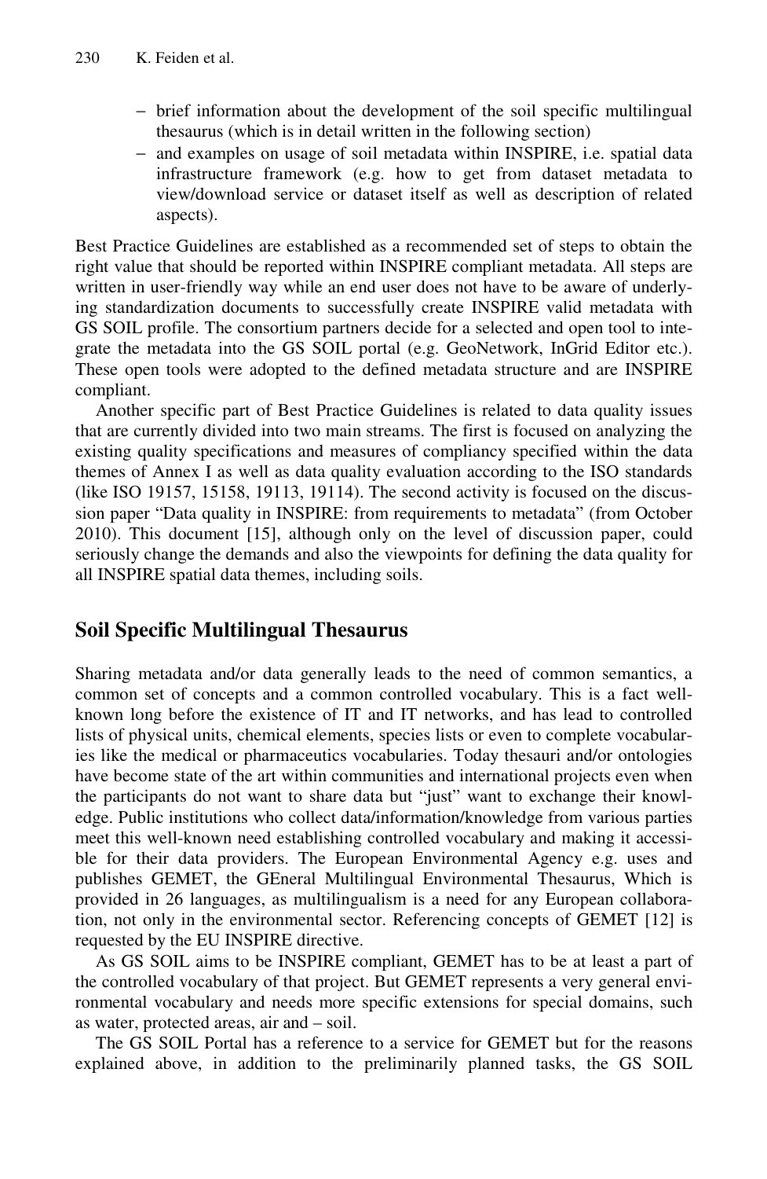– brief information about the development of the soil specific multilingual thesaurus (which is in detail written in the following section)
– and examples on usage of soil metadata within INSPIRE, i.e. spatial data infrastructure framework (e.g. how to get from dataset metadata to view/download service or dataset itself as well as description of related aspects).

Best Practice Guidelines are established as a recommended set of steps to obtain the right value that should be reported within INSPIRE compliant metadata. All steps are written in user-friendly way while an end user does not have to be aware of underlying standardization documents to successfully create INSPIRE valid metadata with GS SOIL profile. The consortium partners decide for a selected and open tool to integrate the metadata into the GS SOIL portal (e.g. GeoNetwork, InGrid Editor etc.). These open tools were adopted to the defined metadata structure and are INSPIRE compliant.

Another specific part of Best Practice Guidelines is related to data quality issues that are currently divided into two main streams. The first is focused on analyzing the existing quality specifications and measures of compliancy specified within the data themes of Annex I as well as data quality evaluation according to the ISO standards (like ISO 19157, 15158, 19113, 19114). The second activity is focused on the discussion paper "Data quality in INSPIRE: from requirements to metadata" (from October 2010). This document [15], although only on the level of discussion paper, could seriously change the demands and also the viewpoints for defining the data quality for all INSPIRE spatial data themes, including soils.

## Soil Specific Multilingual Thesaurus

Sharing metadata and/or data generally leads to the need of common semantics, a common set of concepts and a common controlled vocabulary. This is a fact well-known long before the existence of IT and IT networks, and has lead to controlled lists of physical units, chemical elements, species lists or even to complete vocabularies like the medical or pharmaceutics vocabularies. Today thesauri and/or ontologies have become state of the art within communities and international projects even when the participants do not want to share data but "just" want to exchange their knowledge. Public institutions who collect data/information/knowledge from various parties meet this well-known need establishing controlled vocabulary and making it accessible for their data providers. The European Environmental Agency e.g. uses and publishes GEMET, the GEneral Multilingual Environmental Thesaurus, Which is provided in 26 languages, as multilingualism is a need for any European collaboration, not only in the environmental sector. Referencing concepts of GEMET [12] is requested by the EU INSPIRE directive.

As GS SOIL aims to be INSPIRE compliant, GEMET has to be at least a part of the controlled vocabulary of that project. But GEMET represents a very general environmental vocabulary and needs more specific extensions for special domains, such as water, protected areas, air and – soil.

The GS SOIL Portal has a reference to a service for GEMET but for the reasons explained above, in addition to the preliminarily planned tasks, the GS SOIL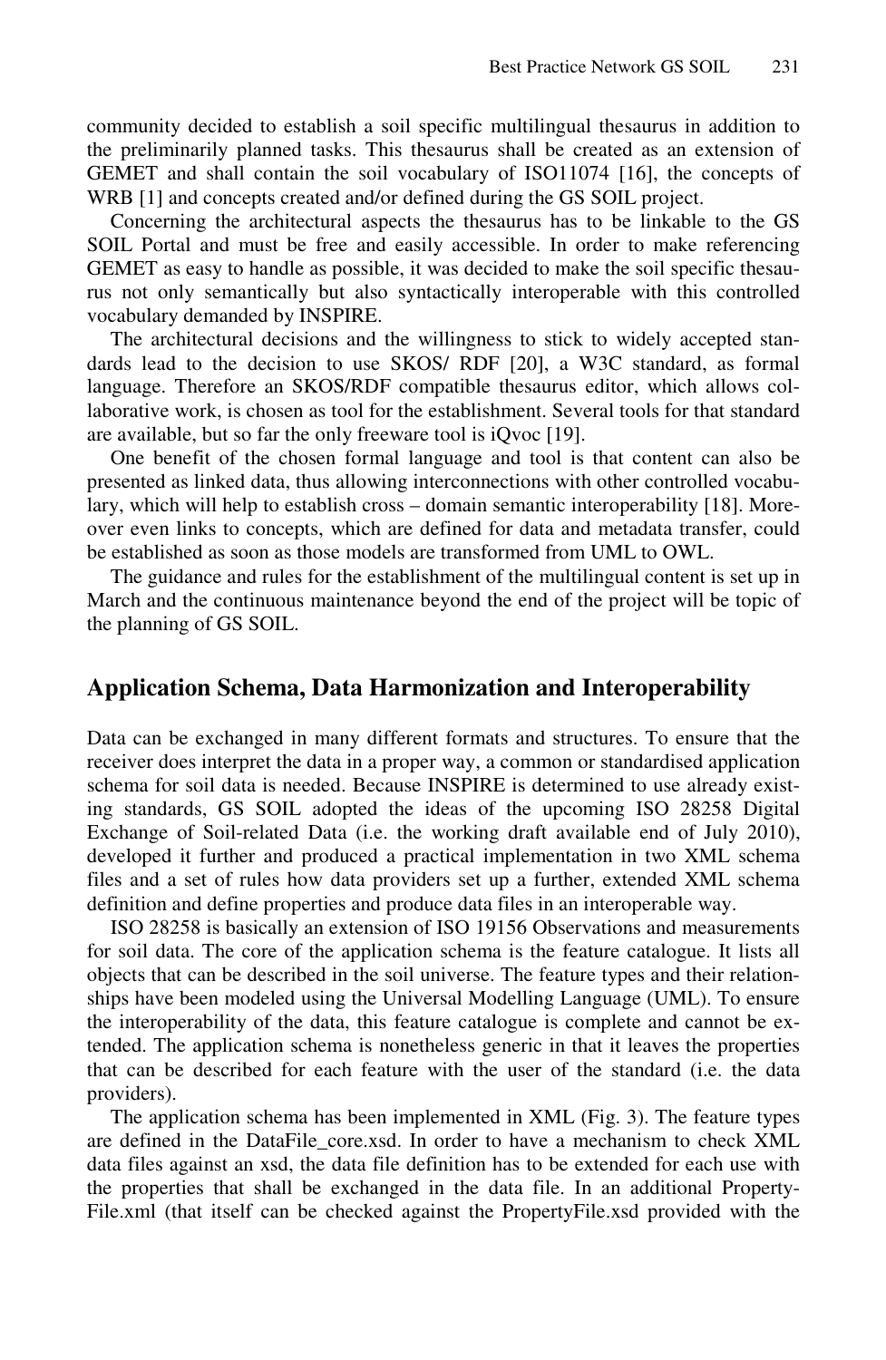community decided to establish a soil specific multilingual thesaurus in addition to the preliminarily planned tasks. This thesaurus shall be created as an extension of GEMET and shall contain the soil vocabulary of ISO11074 [16], the concepts of WRB [1] and concepts created and/or defined during the GS SOIL project.

Concerning the architectural aspects the thesaurus has to be linkable to the GS SOIL Portal and must be free and easily accessible. In order to make referencing GEMET as easy to handle as possible, it was decided to make the soil specific thesaurus not only semantically but also syntactically interoperable with this controlled vocabulary demanded by INSPIRE.

The architectural decisions and the willingness to stick to widely accepted standards lead to the decision to use SKOS/ RDF [20], a W3C standard, as formal language. Therefore an SKOS/RDF compatible thesaurus editor, which allows collaborative work, is chosen as tool for the establishment. Several tools for that standard are available, but so far the only freeware tool is iQvoc [19].

One benefit of the chosen formal language and tool is that content can also be presented as linked data, thus allowing interconnections with other controlled vocabulary, which will help to establish cross – domain semantic interoperability [18]. Moreover even links to concepts, which are defined for data and metadata transfer, could be established as soon as those models are transformed from UML to OWL.

The guidance and rules for the establishment of the multilingual content is set up in March and the continuous maintenance beyond the end of the project will be topic of the planning of GS SOIL.

## Application Schema, Data Harmonization and Interoperability

Data can be exchanged in many different formats and structures. To ensure that the receiver does interpret the data in a proper way, a common or standardised application schema for soil data is needed. Because INSPIRE is determined to use already existing standards, GS SOIL adopted the ideas of the upcoming ISO 28258 Digital Exchange of Soil-related Data (i.e. the working draft available end of July 2010), developed it further and produced a practical implementation in two XML schema files and a set of rules how data providers set up a further, extended XML schema definition and define properties and produce data files in an interoperable way.

ISO 28258 is basically an extension of ISO 19156 Observations and measurements for soil data. The core of the application schema is the feature catalogue. It lists all objects that can be described in the soil universe. The feature types and their relationships have been modeled using the Universal Modelling Language (UML). To ensure the interoperability of the data, this feature catalogue is complete and cannot be extended. The application schema is nonetheless generic in that it leaves the properties that can be described for each feature with the user of the standard (i.e. the data providers).

The application schema has been implemented in XML (Fig. 3). The feature types are defined in the DataFile_core.xsd. In order to have a mechanism to check XML data files against an xsd, the data file definition has to be extended for each use with the properties that shall be exchanged in the data file. In an additional PropertyFile.xml (that itself can be checked against the PropertyFile.xsd provided with the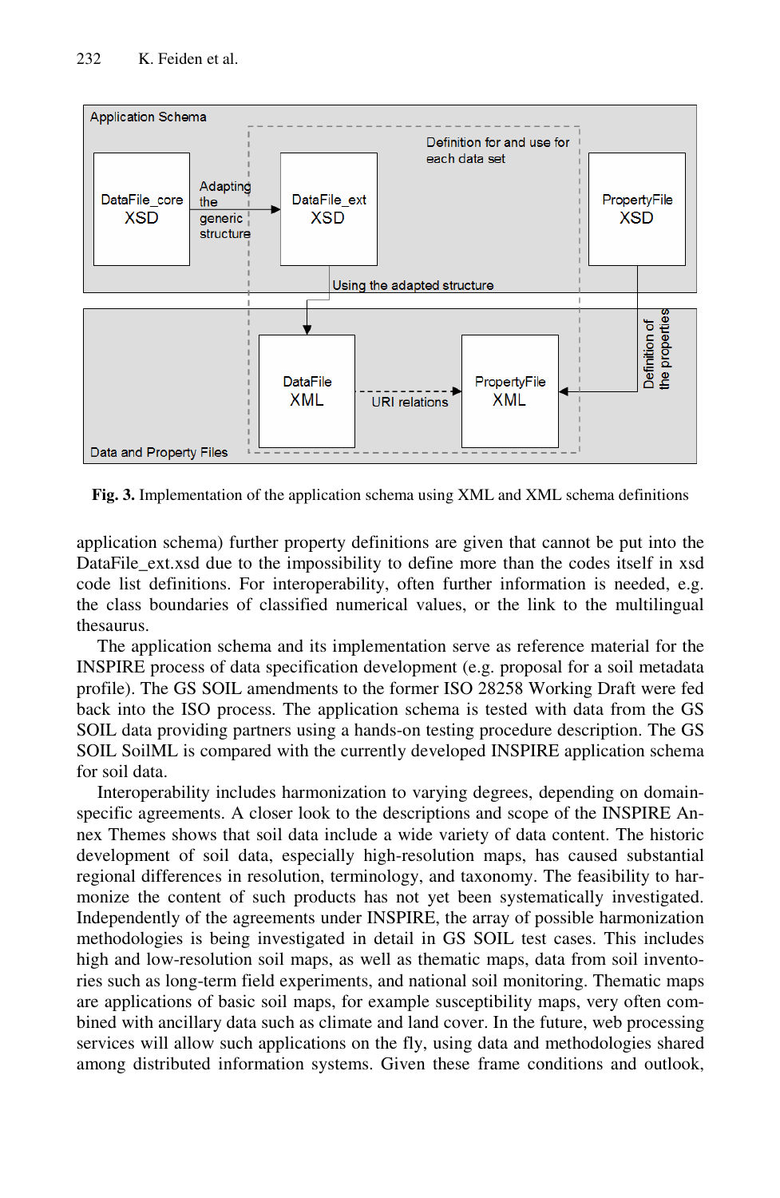Application Schema

DataFile_core XSD

Adapting the generic structure

Definition for and use for each data set

DataFile_ext XSD

PropertyFile XSD

Using the adapted structure

Definition of the properties

DataFile XML

URI relations

PropertyFile XML

Data and Property Files

**Fig. 3.** Implementation of the application schema using XML and XML schema definitions

application schema) further property definitions are given that cannot be put into the DataFile_ext.xsd due to the impossibility to define more than the codes itself in xsd code list definitions. For interoperability, often further information is needed, e.g. the class boundaries of classified numerical values, or the link to the multilingual thesaurus.

The application schema and its implementation serve as reference material for the INSPIRE process of data specification development (e.g. proposal for a soil metadata profile). The GS SOIL amendments to the former ISO 28258 Working Draft were fed back into the ISO process. The application schema is tested with data from the GS SOIL data providing partners using a hands-on testing procedure description. The GS SOIL SoilML is compared with the currently developed INSPIRE application schema for soil data.

Interoperability includes harmonization to varying degrees, depending on domain-specific agreements. A closer look to the descriptions and scope of the INSPIRE Annex Themes shows that soil data include a wide variety of data content. The historic development of soil data, especially high-resolution maps, has caused substantial regional differences in resolution, terminology, and taxonomy. The feasibility to harmonize the content of such products has not yet been systematically investigated. Independently of the agreements under INSPIRE, the array of possible harmonization methodologies is being investigated in detail in GS SOIL test cases. This includes high and low-resolution soil maps, as well as thematic maps, data from soil inventories such as long-term field experiments, and national soil monitoring. Thematic maps are applications of basic soil maps, for example susceptibility maps, very often combined with ancillary data such as climate and land cover. In the future, web processing services will allow such applications on the fly, using data and methodologies shared among distributed information systems. Given these frame conditions and outlook,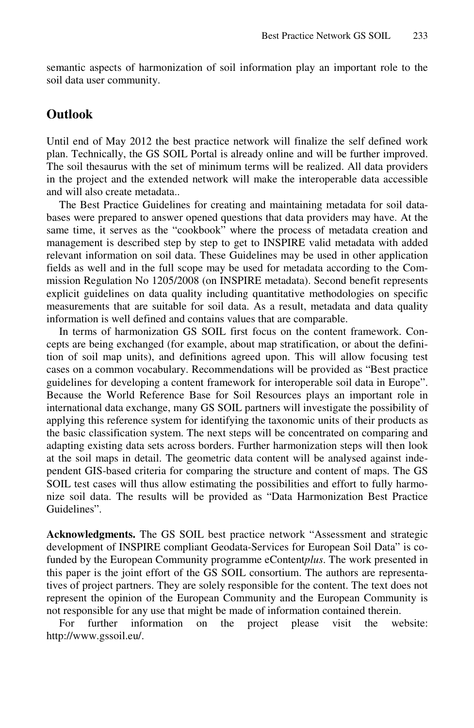semantic aspects of harmonization of soil information play an important role to the soil data user community.

## Outlook

Until end of May 2012 the best practice network will finalize the self defined work plan. Technically, the GS SOIL Portal is already online and will be further improved. The soil thesaurus with the set of minimum terms will be realized. All data providers in the project and the extended network will make the interoperable data accessible and will also create metadata..

The Best Practice Guidelines for creating and maintaining metadata for soil databases were prepared to answer opened questions that data providers may have. At the same time, it serves as the "cookbook" where the process of metadata creation and management is described step by step to get to INSPIRE valid metadata with added relevant information on soil data. These Guidelines may be used in other application fields as well and in the full scope may be used for metadata according to the Commission Regulation No 1205/2008 (on INSPIRE metadata). Second benefit represents explicit guidelines on data quality including quantitative methodologies on specific measurements that are suitable for soil data. As a result, metadata and data quality information is well defined and contains values that are comparable.

In terms of harmonization GS SOIL first focus on the content framework. Concepts are being exchanged (for example, about map stratification, or about the definition of soil map units), and definitions agreed upon. This will allow focusing test cases on a common vocabulary. Recommendations will be provided as "Best practice guidelines for developing a content framework for interoperable soil data in Europe". Because the World Reference Base for Soil Resources plays an important role in international data exchange, many GS SOIL partners will investigate the possibility of applying this reference system for identifying the taxonomic units of their products as the basic classification system. The next steps will be concentrated on comparing and adapting existing data sets across borders. Further harmonization steps will then look at the soil maps in detail. The geometric data content will be analysed against independent GIS-based criteria for comparing the structure and content of maps. The GS SOIL test cases will thus allow estimating the possibilities and effort to fully harmonize soil data. The results will be provided as "Data Harmonization Best Practice Guidelines".

**Acknowledgments.** The GS SOIL best practice network "Assessment and strategic development of INSPIRE compliant Geodata-Services for European Soil Data" is co-funded by the European Community programme eContent*plus*. The work presented in this paper is the joint effort of the GS SOIL consortium. The authors are representatives of project partners. They are solely responsible for the content. The text does not represent the opinion of the European Community and the European Community is not responsible for any use that might be made of information contained therein.

For further information on the project please visit the website: http://www.gssoil.eu/.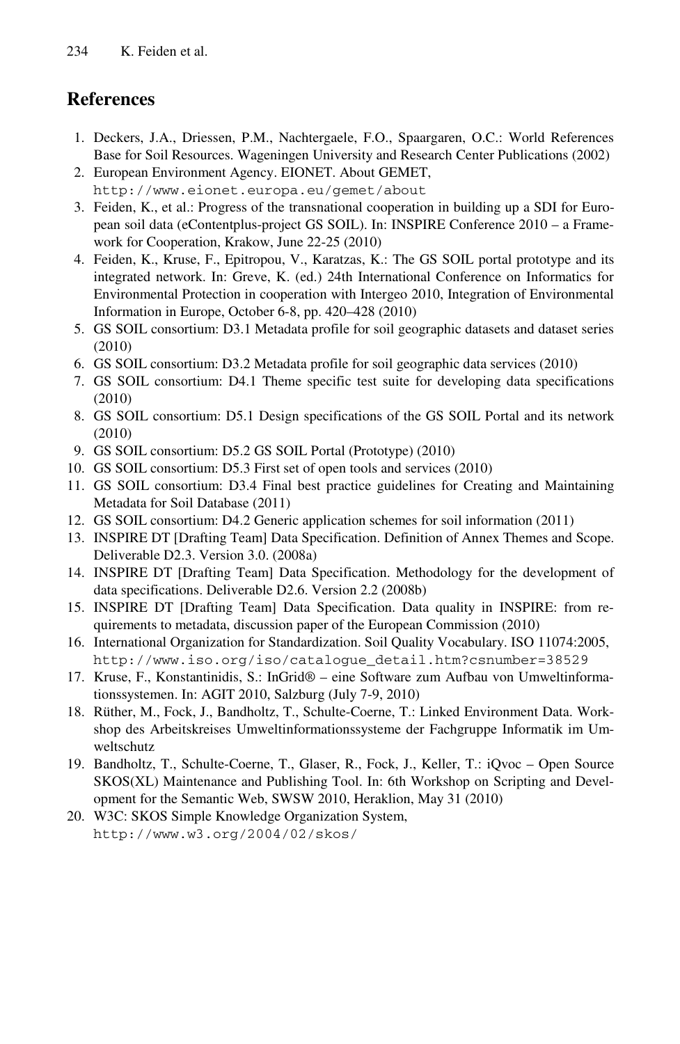## References

1. Deckers, J.A., Driessen, P.M., Nachtergaele, F.O., Spaargaren, O.C.: World References Base for Soil Resources. Wageningen University and Research Center Publications (2002)
2. European Environment Agency. EIONET. About GEMET, http://www.eionet.europa.eu/gemet/about
3. Feiden, K., et al.: Progress of the transnational cooperation in building up a SDI for European soil data (eContentplus-project GS SOIL). In: INSPIRE Conference 2010 – a Framework for Cooperation, Krakow, June 22-25 (2010)
4. Feiden, K., Kruse, F., Epitropou, V., Karatzas, K.: The GS SOIL portal prototype and its integrated network. In: Greve, K. (ed.) 24th International Conference on Informatics for Environmental Protection in cooperation with Intergeo 2010, Integration of Environmental Information in Europe, October 6-8, pp. 420–428 (2010)
5. GS SOIL consortium: D3.1 Metadata profile for soil geographic datasets and dataset series (2010)
6. GS SOIL consortium: D3.2 Metadata profile for soil geographic data services (2010)
7. GS SOIL consortium: D4.1 Theme specific test suite for developing data specifications (2010)
8. GS SOIL consortium: D5.1 Design specifications of the GS SOIL Portal and its network (2010)
9. GS SOIL consortium: D5.2 GS SOIL Portal (Prototype) (2010)
10. GS SOIL consortium: D5.3 First set of open tools and services (2010)
11. GS SOIL consortium: D3.4 Final best practice guidelines for Creating and Maintaining Metadata for Soil Database (2011)
12. GS SOIL consortium: D4.2 Generic application schemes for soil information (2011)
13. INSPIRE DT [Drafting Team] Data Specification. Definition of Annex Themes and Scope. Deliverable D2.3. Version 3.0. (2008a)
14. INSPIRE DT [Drafting Team] Data Specification. Methodology for the development of data specifications. Deliverable D2.6. Version 2.2 (2008b)
15. INSPIRE DT [Drafting Team] Data Specification. Data quality in INSPIRE: from requirements to metadata, discussion paper of the European Commission (2010)
16. International Organization for Standardization. Soil Quality Vocabulary. ISO 11074:2005, http://www.iso.org/iso/catalogue_detail.htm?csnumber=38529
17. Kruse, F., Konstantinidis, S.: InGrid® – eine Software zum Aufbau von Umweltinformationssystemen. In: AGIT 2010, Salzburg (July 7-9, 2010)
18. Rüther, M., Fock, J., Bandholtz, T., Schulte-Coerne, T.: Linked Environment Data. Workshop des Arbeitskreises Umweltinformationssysteme der Fachgruppe Informatik im Umweltschutz
19. Bandholtz, T., Schulte-Coerne, T., Glaser, R., Fock, J., Keller, T.: iQvoc – Open Source SKOS(XL) Maintenance and Publishing Tool. In: 6th Workshop on Scripting and Development for the Semantic Web, SWSW 2010, Heraklion, May 31 (2010)
20. W3C: SKOS Simple Knowledge Organization System, http://www.w3.org/2004/02/skos/